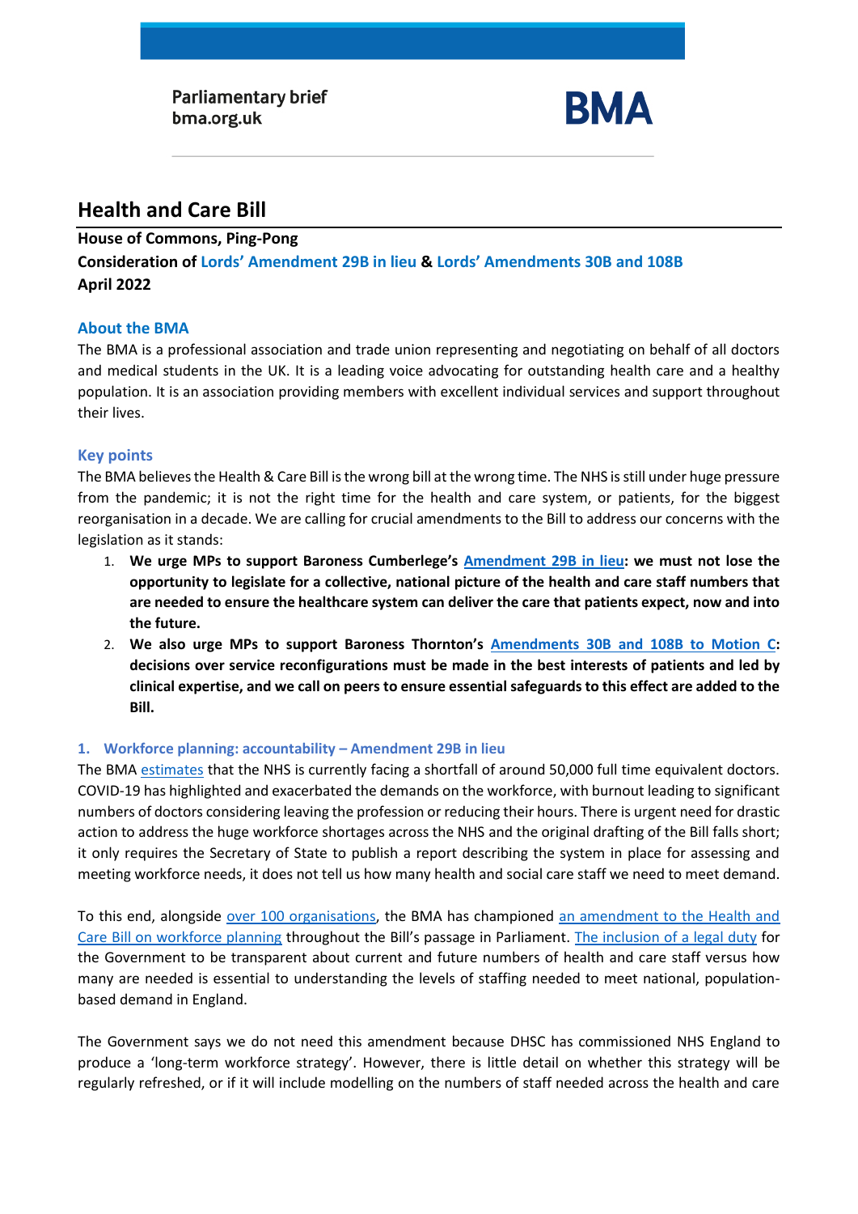Parliamentary brief
bma.org.uk

BMA

# Health and Care Bill

**House of Commons, Ping-Pong**
**Consideration of Lords' Amendment 29B in lieu & Lords' Amendments 30B and 108B**
**April 2022**

## About the BMA

The BMA is a professional association and trade union representing and negotiating on behalf of all doctors and medical students in the UK. It is a leading voice advocating for outstanding health care and a healthy population. It is an association providing members with excellent individual services and support throughout their lives.

## Key points

The BMA believes the Health & Care Bill is the wrong bill at the wrong time. The NHS is still under huge pressure from the pandemic; it is not the right time for the health and care system, or patients, for the biggest reorganisation in a decade. We are calling for crucial amendments to the Bill to address our concerns with the legislation as it stands:

1. **We urge MPs to support Baroness Cumberlege's Amendment 29B in lieu: we must not lose the opportunity to legislate for a collective, national picture of the health and care staff numbers that are needed to ensure the healthcare system can deliver the care that patients expect, now and into the future.**
2. **We also urge MPs to support Baroness Thornton's Amendments 30B and 108B to Motion C: decisions over service reconfigurations must be made in the best interests of patients and led by clinical expertise, and we call on peers to ensure essential safeguards to this effect are added to the Bill.**

### 1. Workforce planning: accountability – Amendment 29B in lieu

The BMA estimates that the NHS is currently facing a shortfall of around 50,000 full time equivalent doctors. COVID-19 has highlighted and exacerbated the demands on the workforce, with burnout leading to significant numbers of doctors considering leaving the profession or reducing their hours. There is urgent need for drastic action to address the huge workforce shortages across the NHS and the original drafting of the Bill falls short; it only requires the Secretary of State to publish a report describing the system in place for assessing and meeting workforce needs, it does not tell us how many health and social care staff we need to meet demand.

To this end, alongside over 100 organisations, the BMA has championed an amendment to the Health and Care Bill on workforce planning throughout the Bill's passage in Parliament. The inclusion of a legal duty for the Government to be transparent about current and future numbers of health and care staff versus how many are needed is essential to understanding the levels of staffing needed to meet national, population-based demand in England.

The Government says we do not need this amendment because DHSC has commissioned NHS England to produce a 'long-term workforce strategy'. However, there is little detail on whether this strategy will be regularly refreshed, or if it will include modelling on the numbers of staff needed across the health and care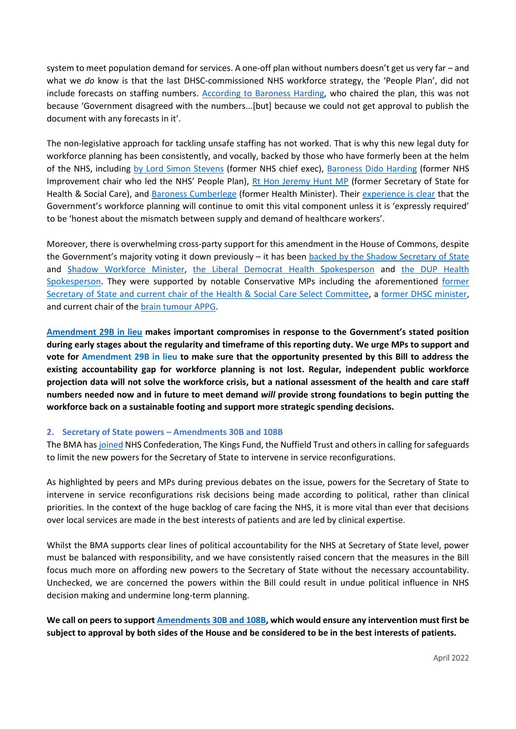system to meet population demand for services. A one-off plan without numbers doesn't get us very far – and what we *do* know is that the last DHSC-commissioned NHS workforce strategy, the 'People Plan', did not include forecasts on staffing numbers. According to Baroness Harding, who chaired the plan, this was not because 'Government disagreed with the numbers...[but] because we could not get approval to publish the document with any forecasts in it'.

The non-legislative approach for tackling unsafe staffing has not worked. That is why this new legal duty for workforce planning has been consistently, and vocally, backed by those who have formerly been at the helm of the NHS, including by Lord Simon Stevens (former NHS chief exec), Baroness Dido Harding (former NHS Improvement chair who led the NHS' People Plan), Rt Hon Jeremy Hunt MP (former Secretary of State for Health & Social Care), and Baroness Cumberlege (former Health Minister). Their experience is clear that the Government's workforce planning will continue to omit this vital component unless it is 'expressly required' to be 'honest about the mismatch between supply and demand of healthcare workers'.

Moreover, there is overwhelming cross-party support for this amendment in the House of Commons, despite the Government's majority voting it down previously – it has been backed by the Shadow Secretary of State and Shadow Workforce Minister, the Liberal Democrat Health Spokesperson and the DUP Health Spokesperson. They were supported by notable Conservative MPs including the aforementioned former Secretary of State and current chair of the Health & Social Care Select Committee, a former DHSC minister, and current chair of the brain tumour APPG.

**Amendment 29B in lieu makes important compromises in response to the Government's stated position during early stages about the regularity and timeframe of this reporting duty. We urge MPs to support and vote for Amendment 29B in lieu to make sure that the opportunity presented by this Bill to address the existing accountability gap for workforce planning is not lost. Regular, independent public workforce projection data will not solve the workforce crisis, but a national assessment of the health and care staff numbers needed now and in future to meet demand *will* provide strong foundations to begin putting the workforce back on a sustainable footing and support more strategic spending decisions.**

## 2. Secretary of State powers – Amendments 30B and 108B

The BMA has joined NHS Confederation, The Kings Fund, the Nuffield Trust and others in calling for safeguards to limit the new powers for the Secretary of State to intervene in service reconfigurations.

As highlighted by peers and MPs during previous debates on the issue, powers for the Secretary of State to intervene in service reconfigurations risk decisions being made according to political, rather than clinical priorities. In the context of the huge backlog of care facing the NHS, it is more vital than ever that decisions over local services are made in the best interests of patients and are led by clinical expertise.

Whilst the BMA supports clear lines of political accountability for the NHS at Secretary of State level, power must be balanced with responsibility, and we have consistently raised concern that the measures in the Bill focus much more on affording new powers to the Secretary of State without the necessary accountability. Unchecked, we are concerned the powers within the Bill could result in undue political influence in NHS decision making and undermine long-term planning.

**We call on peers to support Amendments 30B and 108B, which would ensure any intervention must first be subject to approval by both sides of the House and be considered to be in the best interests of patients.**

April 2022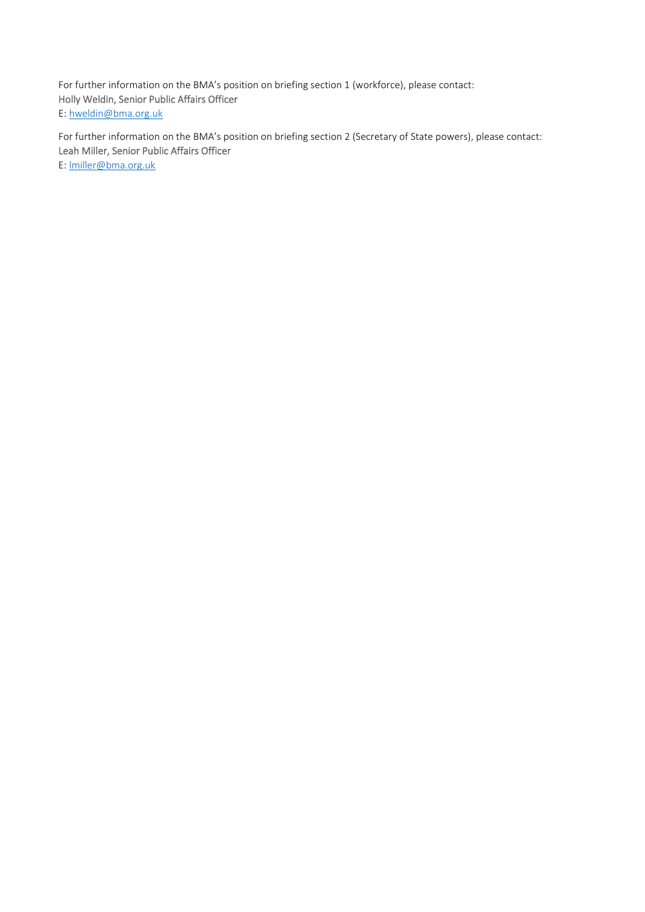For further information on the BMA's position on briefing section 1 (workforce), please contact:
Holly Weldin, Senior Public Affairs Officer
E: hweldin@bma.org.uk

For further information on the BMA's position on briefing section 2 (Secretary of State powers), please contact:
Leah Miller, Senior Public Affairs Officer
E: lmiller@bma.org.uk